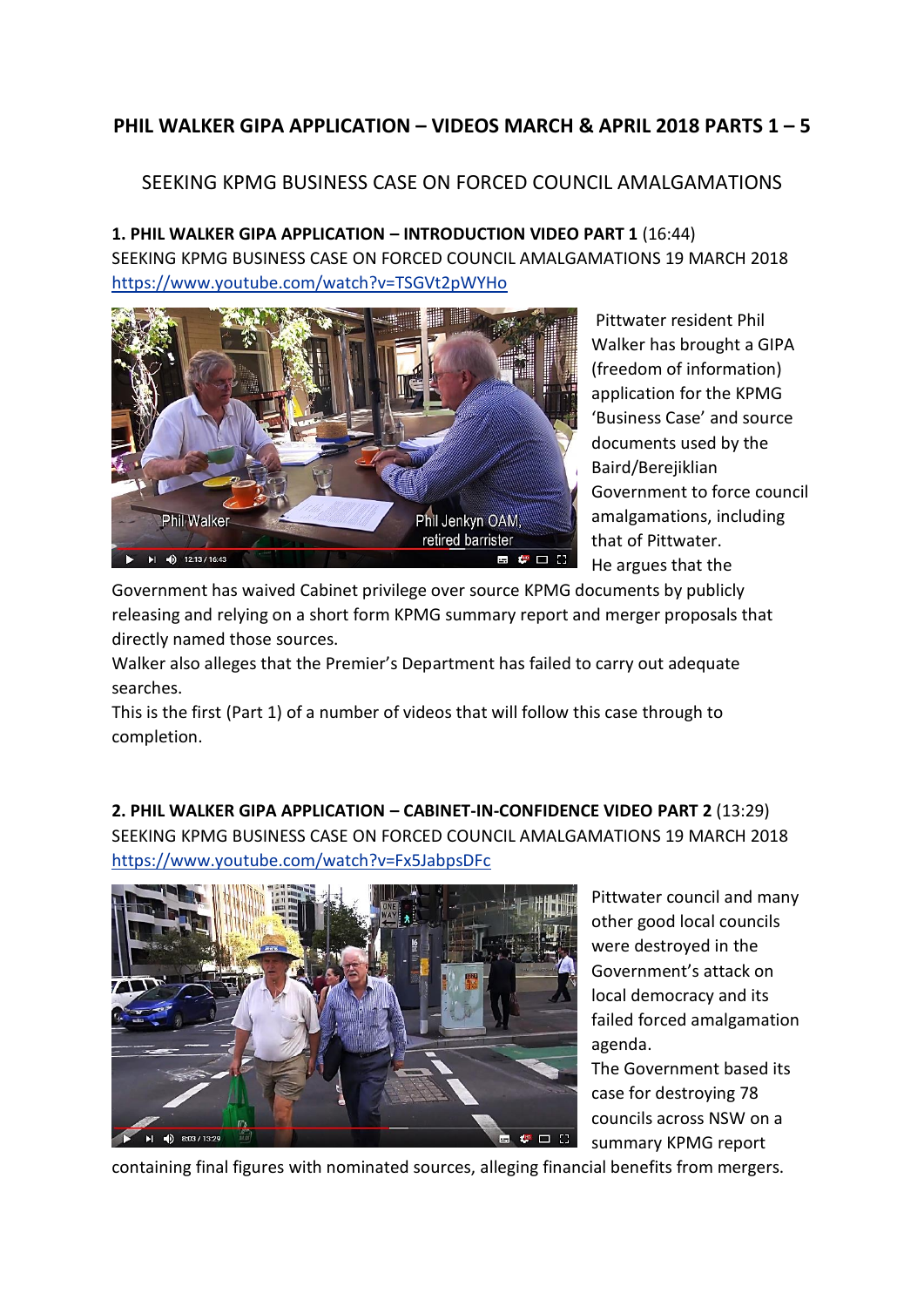# PHIL WALKER GIPA APPLICATION – VIDEOS MARCH & APRIL 2018 PARTS 1 – 5

## SEEKING KPMG BUSINESS CASE ON FORCED COUNCIL AMALGAMATIONS

**1. PHIL WALKER GIPA APPLICATION – INTRODUCTION VIDEO PART 1** (16:44)
SEEKING KPMG BUSINESS CASE ON FORCED COUNCIL AMALGAMATIONS 19 MARCH 2018
https://www.youtube.com/watch?v=TSGVt2pWYHo

Pittwater resident Phil Walker has brought a GIPA (freedom of information) application for the KPMG 'Business Case' and source documents used by the Baird/Berejiklian Government to force council amalgamations, including that of Pittwater.
He argues that the Government has waived Cabinet privilege over source KPMG documents by publicly releasing and relying on a short form KPMG summary report and merger proposals that directly named those sources.
Walker also alleges that the Premier's Department has failed to carry out adequate searches.
This is the first (Part 1) of a number of videos that will follow this case through to completion.

**2. PHIL WALKER GIPA APPLICATION – CABINET-IN-CONFIDENCE VIDEO PART 2** (13:29)
SEEKING KPMG BUSINESS CASE ON FORCED COUNCIL AMALGAMATIONS 19 MARCH 2018
https://www.youtube.com/watch?v=Fx5JabpsDFc

Pittwater council and many other good local councils were destroyed in the Government's attack on local democracy and its failed forced amalgamation agenda.
The Government based its case for destroying 78 councils across NSW on a summary KPMG report containing final figures with nominated sources, alleging financial benefits from mergers.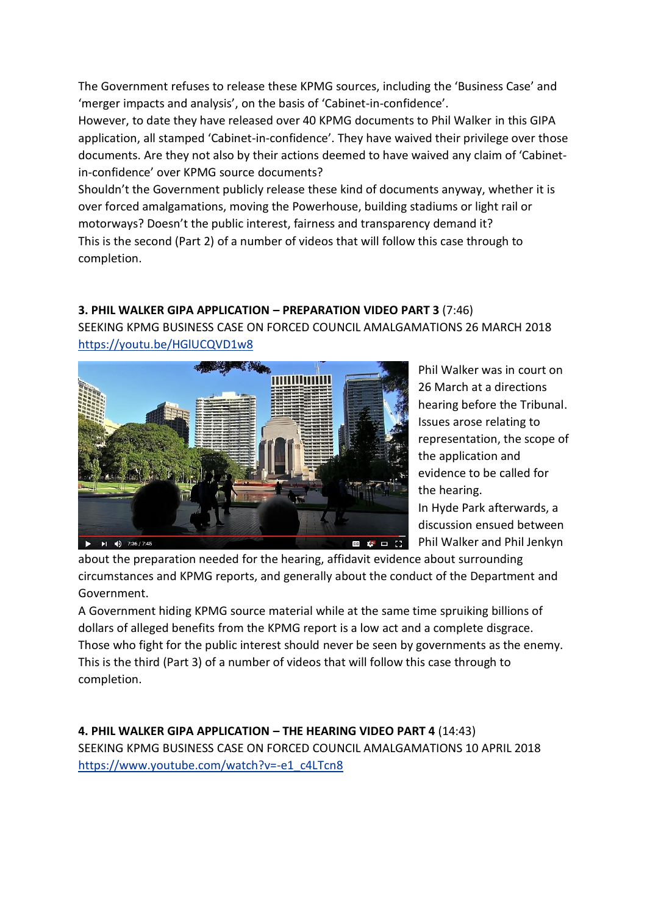The Government refuses to release these KPMG sources, including the 'Business Case' and 'merger impacts and analysis', on the basis of 'Cabinet-in-confidence'.
However, to date they have released over 40 KPMG documents to Phil Walker in this GIPA application, all stamped 'Cabinet-in-confidence'. They have waived their privilege over those documents. Are they not also by their actions deemed to have waived any claim of 'Cabinet-in-confidence' over KPMG source documents?
Shouldn't the Government publicly release these kind of documents anyway, whether it is over forced amalgamations, moving the Powerhouse, building stadiums or light rail or motorways? Doesn't the public interest, fairness and transparency demand it?
This is the second (Part 2) of a number of videos that will follow this case through to completion.

**3. PHIL WALKER GIPA APPLICATION – PREPARATION VIDEO PART 3** (7:46)
SEEKING KPMG BUSINESS CASE ON FORCED COUNCIL AMALGAMATIONS 26 MARCH 2018
https://youtu.be/HGlUCQVD1w8

Phil Walker was in court on 26 March at a directions hearing before the Tribunal. Issues arose relating to representation, the scope of the application and evidence to be called for the hearing.
In Hyde Park afterwards, a discussion ensued between Phil Walker and Phil Jenkyn about the preparation needed for the hearing, affidavit evidence about surrounding circumstances and KPMG reports, and generally about the conduct of the Department and Government.
A Government hiding KPMG source material while at the same time spruiking billions of dollars of alleged benefits from the KPMG report is a low act and a complete disgrace.
Those who fight for the public interest should never be seen by governments as the enemy.
This is the third (Part 3) of a number of videos that will follow this case through to completion.

**4. PHIL WALKER GIPA APPLICATION – THE HEARING VIDEO PART 4** (14:43)
SEEKING KPMG BUSINESS CASE ON FORCED COUNCIL AMALGAMATIONS 10 APRIL 2018
https://www.youtube.com/watch?v=-e1_c4LTcn8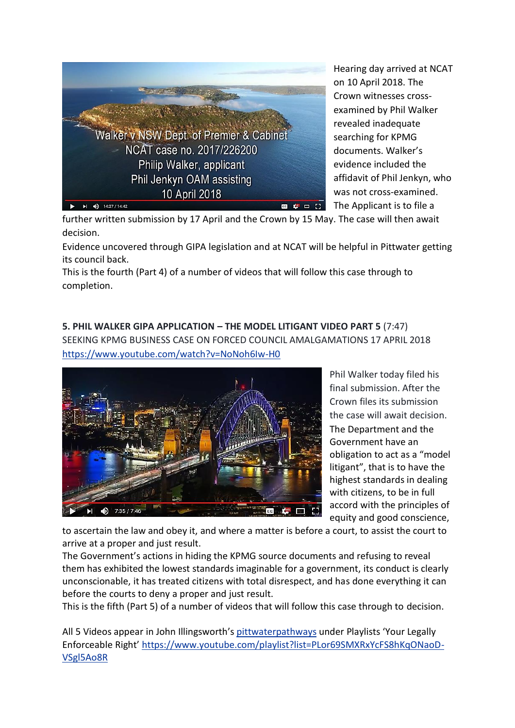Hearing day arrived at NCAT on 10 April 2018. The Crown witnesses cross-examined by Phil Walker revealed inadequate searching for KPMG documents. Walker's evidence included the affidavit of Phil Jenkyn, who was not cross-examined. The Applicant is to file a further written submission by 17 April and the Crown by 15 May. The case will then await decision.

Evidence uncovered through GIPA legislation and at NCAT will be helpful in Pittwater getting its council back.

This is the fourth (Part 4) of a number of videos that will follow this case through to completion.

**5. PHIL WALKER GIPA APPLICATION – THE MODEL LITIGANT VIDEO PART 5** (7:47)

SEEKING KPMG BUSINESS CASE ON FORCED COUNCIL AMALGAMATIONS 17 APRIL 2018

https://www.youtube.com/watch?v=NoNoh6Iw-H0

Phil Walker today filed his final submission. After the Crown files its submission the case will await decision.

The Department and the Government have an obligation to act as a "model litigant", that is to have the highest standards in dealing with citizens, to be in full accord with the principles of equity and good conscience, to ascertain the law and obey it, and where a matter is before a court, to assist the court to arrive at a proper and just result.

The Government's actions in hiding the KPMG source documents and refusing to reveal them has exhibited the lowest standards imaginable for a government, its conduct is clearly unconscionable, it has treated citizens with total disrespect, and has done everything it can before the courts to deny a proper and just result.

This is the fifth (Part 5) of a number of videos that will follow this case through to decision.

All 5 Videos appear in John Illingsworth's pittwaterpathways under Playlists 'Your Legally Enforceable Right' https://www.youtube.com/playlist?list=PLor69SMXRxYcFS8hKqONaoD-VSgl5Ao8R